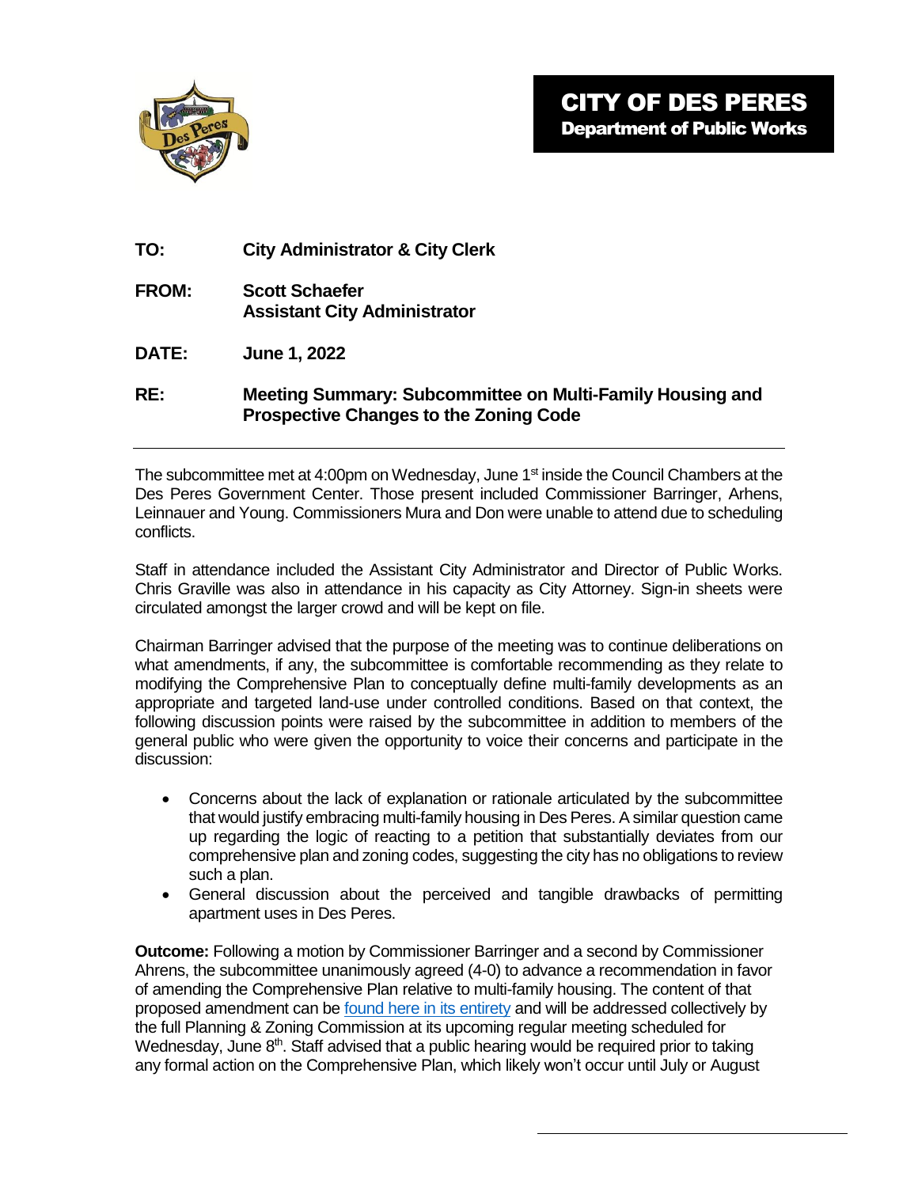# CITY OF DES PERES
## Department of Public Works

**TO:** **City Administrator & City Clerk**

**FROM:** **Scott Schaefer**
**Assistant City Administrator**

**DATE:** **June 1, 2022**

**RE:** **Meeting Summary: Subcommittee on Multi-Family Housing and Prospective Changes to the Zoning Code**

---

The subcommittee met at 4:00pm on Wednesday, June 1st inside the Council Chambers at the Des Peres Government Center. Those present included Commissioner Barringer, Arhens, Leinnauer and Young. Commissioners Mura and Don were unable to attend due to scheduling conflicts.

Staff in attendance included the Assistant City Administrator and Director of Public Works. Chris Graville was also in attendance in his capacity as City Attorney. Sign-in sheets were circulated amongst the larger crowd and will be kept on file.

Chairman Barringer advised that the purpose of the meeting was to continue deliberations on what amendments, if any, the subcommittee is comfortable recommending as they relate to modifying the Comprehensive Plan to conceptually define multi-family developments as an appropriate and targeted land-use under controlled conditions. Based on that context, the following discussion points were raised by the subcommittee in addition to members of the general public who were given the opportunity to voice their concerns and participate in the discussion:

- Concerns about the lack of explanation or rationale articulated by the subcommittee that would justify embracing multi-family housing in Des Peres. A similar question came up regarding the logic of reacting to a petition that substantially deviates from our comprehensive plan and zoning codes, suggesting the city has no obligations to review such a plan.
- General discussion about the perceived and tangible drawbacks of permitting apartment uses in Des Peres.

**Outcome:** Following a motion by Commissioner Barringer and a second by Commissioner Ahrens, the subcommittee unanimously agreed (4-0) to advance a recommendation in favor of amending the Comprehensive Plan relative to multi-family housing. The content of that proposed amendment can be found here in its entirety and will be addressed collectively by the full Planning & Zoning Commission at its upcoming regular meeting scheduled for Wednesday, June 8th. Staff advised that a public hearing would be required prior to taking any formal action on the Comprehensive Plan, which likely won't occur until July or August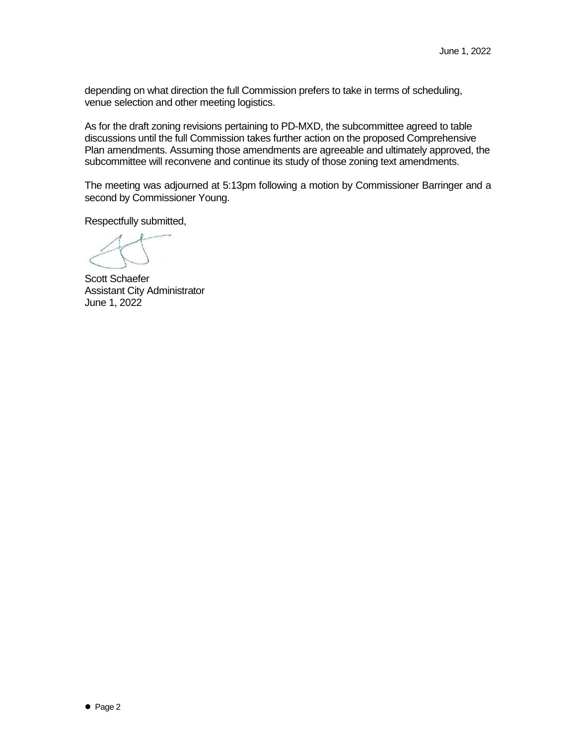depending on what direction the full Commission prefers to take in terms of scheduling, venue selection and other meeting logistics.

As for the draft zoning revisions pertaining to PD-MXD, the subcommittee agreed to table discussions until the full Commission takes further action on the proposed Comprehensive Plan amendments. Assuming those amendments are agreeable and ultimately approved, the subcommittee will reconvene and continue its study of those zoning text amendments.

The meeting was adjourned at 5:13pm following a motion by Commissioner Barringer and a second by Commissioner Young.

Respectfully submitted,

Scott Schaefer
Assistant City Administrator
June 1, 2022